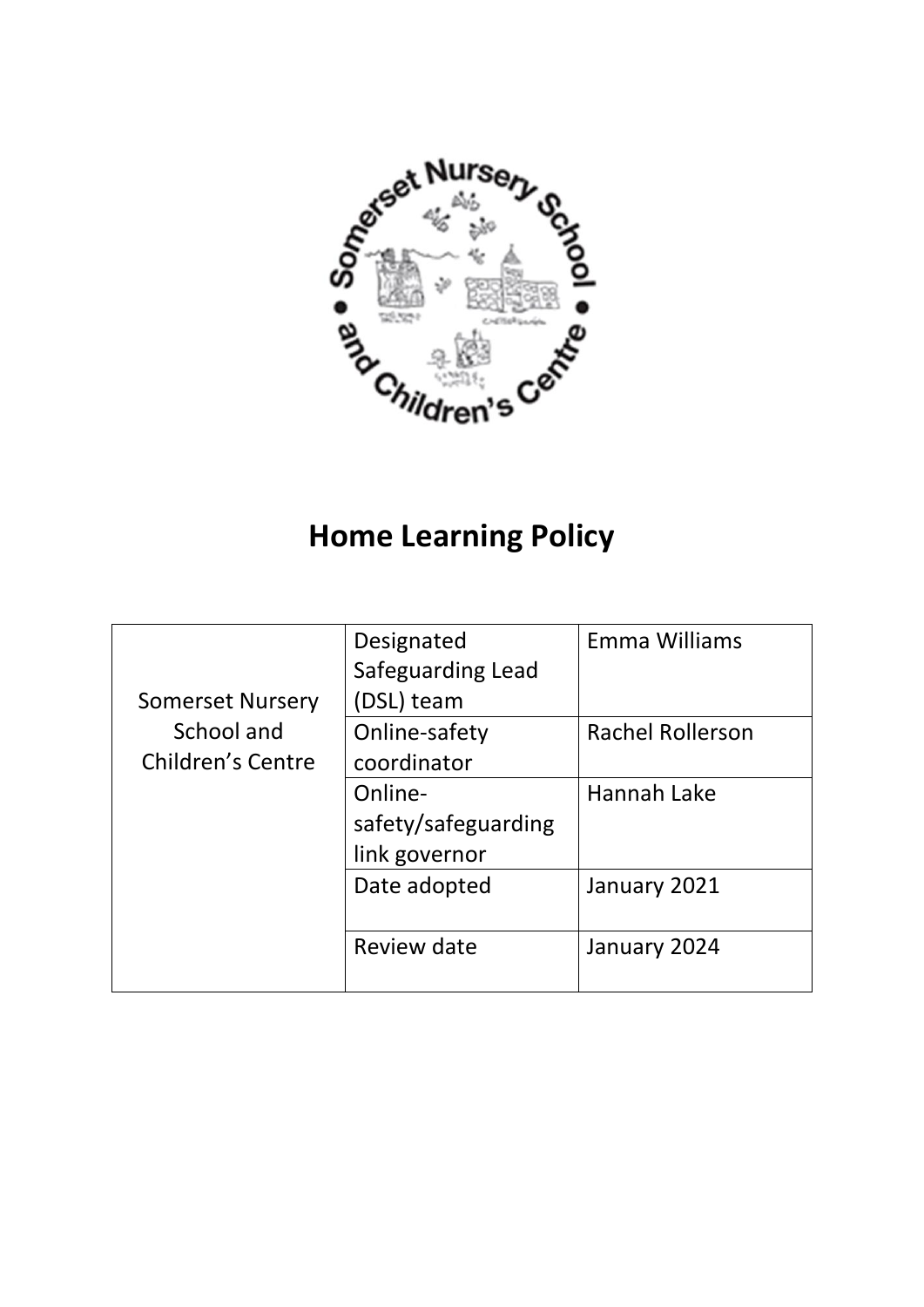# Home Learning Policy

| Somerset Nursery School and Children's Centre | Designated Safeguarding Lead (DSL) team | Emma Williams |
|---|---|---|
| | Online-safety coordinator | Rachel Rollerson |
| | Online-safety/safeguarding link governor | Hannah Lake |
| | Date adopted | January 2021 |
| | Review date | January 2024 |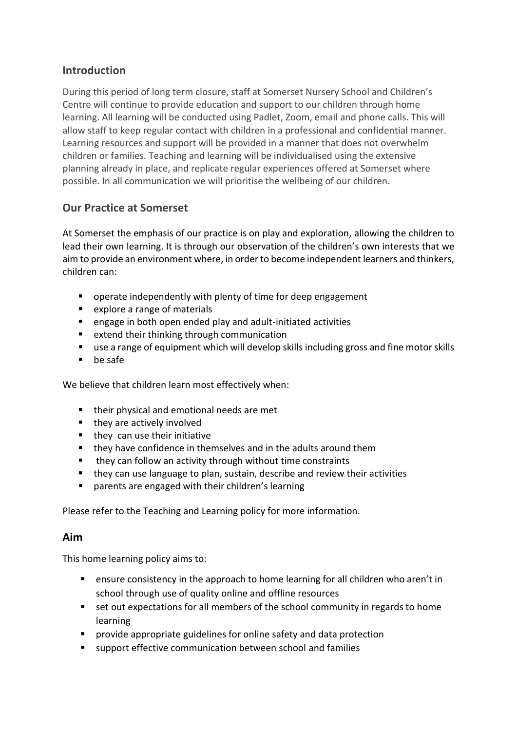## Introduction

During this period of long term closure, staff at Somerset Nursery School and Children's Centre will continue to provide education and support to our children through home learning. All learning will be conducted using Padlet, Zoom, email and phone calls. This will allow staff to keep regular contact with children in a professional and confidential manner. Learning resources and support will be provided in a manner that does not overwhelm children or families. Teaching and learning will be individualised using the extensive planning already in place, and replicate regular experiences offered at Somerset where possible. In all communication we will prioritise the wellbeing of our children.

## Our Practice at Somerset

At Somerset the emphasis of our practice is on play and exploration, allowing the children to lead their own learning. It is through our observation of the children's own interests that we aim to provide an environment where, in order to become independent learners and thinkers, children can:

- operate independently with plenty of time for deep engagement
- explore a range of materials
- engage in both open ended play and adult-initiated activities
- extend their thinking through communication
- use a range of equipment which will develop skills including gross and fine motor skills
- be safe

We believe that children learn most effectively when:

- their physical and emotional needs are met
- they are actively involved
- they can use their initiative
- they have confidence in themselves and in the adults around them
- they can follow an activity through without time constraints
- they can use language to plan, sustain, describe and review their activities
- parents are engaged with their children's learning

Please refer to the Teaching and Learning policy for more information.

## Aim

This home learning policy aims to:

- ensure consistency in the approach to home learning for all children who aren't in school through use of quality online and offline resources
- set out expectations for all members of the school community in regards to home learning
- provide appropriate guidelines for online safety and data protection
- support effective communication between school and families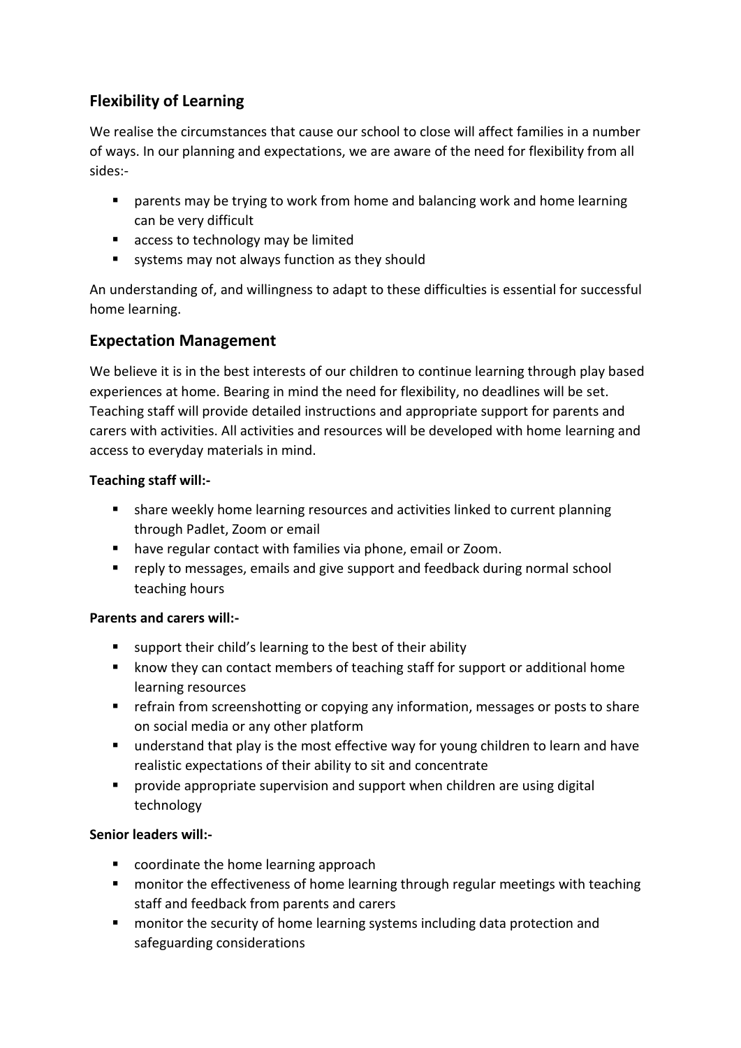## Flexibility of Learning

We realise the circumstances that cause our school to close will affect families in a number of ways. In our planning and expectations, we are aware of the need for flexibility from all sides:-

- parents may be trying to work from home and balancing work and home learning can be very difficult
- access to technology may be limited
- systems may not always function as they should

An understanding of, and willingness to adapt to these difficulties is essential for successful home learning.

## Expectation Management

We believe it is in the best interests of our children to continue learning through play based experiences at home. Bearing in mind the need for flexibility, no deadlines will be set. Teaching staff will provide detailed instructions and appropriate support for parents and carers with activities. All activities and resources will be developed with home learning and access to everyday materials in mind.

**Teaching staff will:-**

- share weekly home learning resources and activities linked to current planning through Padlet, Zoom or email
- have regular contact with families via phone, email or Zoom.
- reply to messages, emails and give support and feedback during normal school teaching hours

**Parents and carers will:-**

- support their child's learning to the best of their ability
- know they can contact members of teaching staff for support or additional home learning resources
- refrain from screenshotting or copying any information, messages or posts to share on social media or any other platform
- understand that play is the most effective way for young children to learn and have realistic expectations of their ability to sit and concentrate
- provide appropriate supervision and support when children are using digital technology

**Senior leaders will:-**

- coordinate the home learning approach
- monitor the effectiveness of home learning through regular meetings with teaching staff and feedback from parents and carers
- monitor the security of home learning systems including data protection and safeguarding considerations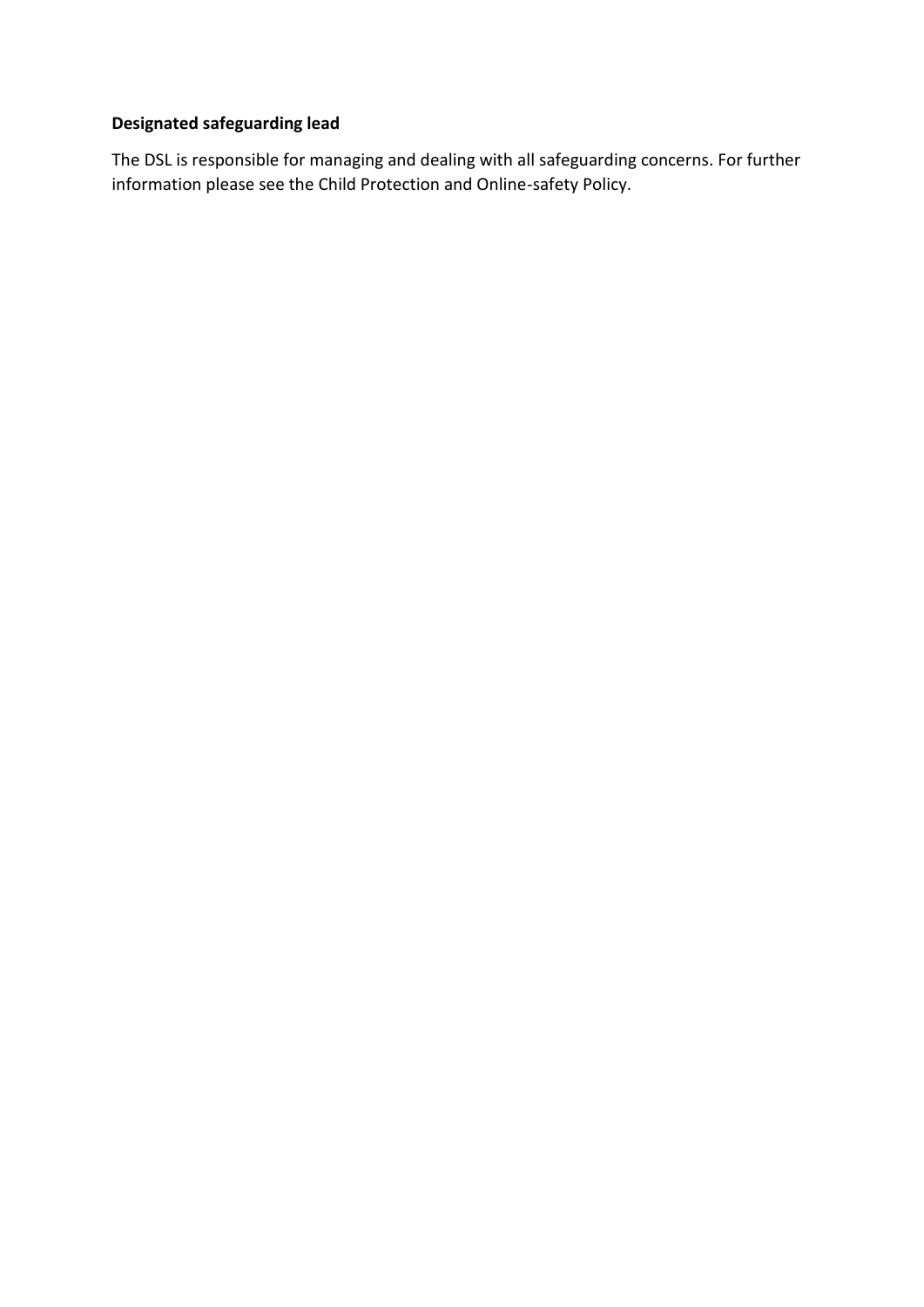**Designated safeguarding lead**

The DSL is responsible for managing and dealing with all safeguarding concerns. For further information please see the Child Protection and Online-safety Policy.